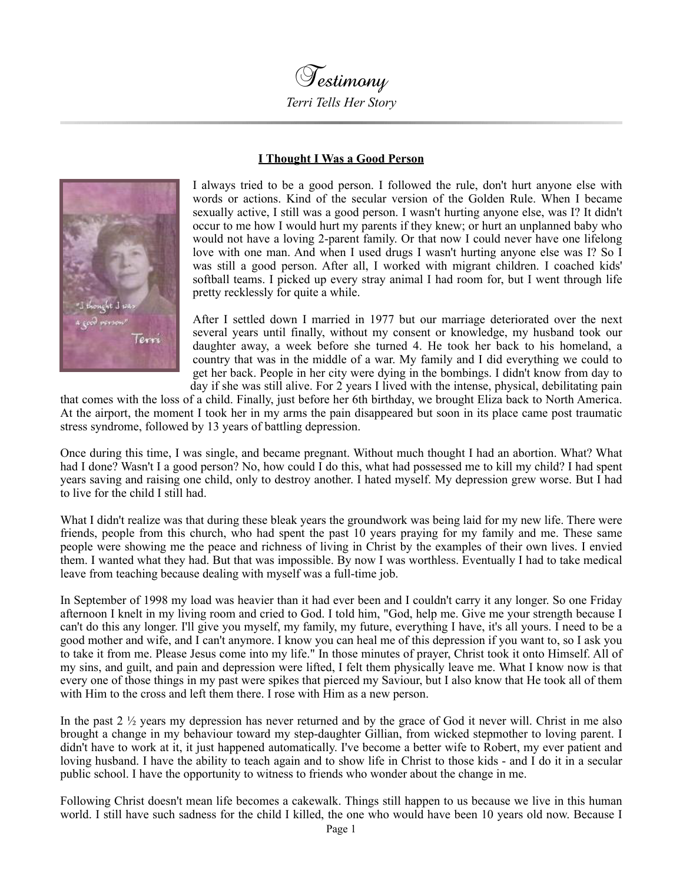# Testimony

*Terri Tells Her Story*

---

**I Thought I Was a Good Person**

I always tried to be a good person. I followed the rule, don't hurt anyone else with words or actions. Kind of the secular version of the Golden Rule. When I became sexually active, I still was a good person. I wasn't hurting anyone else, was I? It didn't occur to me how I would hurt my parents if they knew; or hurt an unplanned baby who would not have a loving 2-parent family. Or that now I could never have one lifelong love with one man. And when I used drugs I wasn't hurting anyone else was I? So I was still a good person. After all, I worked with migrant children. I coached kids' softball teams. I picked up every stray animal I had room for, but I went through life pretty recklessly for quite a while.

After I settled down I married in 1977 but our marriage deteriorated over the next several years until finally, without my consent or knowledge, my husband took our daughter away, a week before she turned 4. He took her back to his homeland, a country that was in the middle of a war. My family and I did everything we could to get her back. People in her city were dying in the bombings. I didn't know from day to day if she was still alive. For 2 years I lived with the intense, physical, debilitating pain that comes with the loss of a child. Finally, just before her 6th birthday, we brought Eliza back to North America. At the airport, the moment I took her in my arms the pain disappeared but soon in its place came post traumatic stress syndrome, followed by 13 years of battling depression.

Once during this time, I was single, and became pregnant. Without much thought I had an abortion. What? What had I done? Wasn't I a good person? No, how could I do this, what had possessed me to kill my child? I had spent years saving and raising one child, only to destroy another. I hated myself. My depression grew worse. But I had to live for the child I still had.

What I didn't realize was that during these bleak years the groundwork was being laid for my new life. There were friends, people from this church, who had spent the past 10 years praying for my family and me. These same people were showing me the peace and richness of living in Christ by the examples of their own lives. I envied them. I wanted what they had. But that was impossible. By now I was worthless. Eventually I had to take medical leave from teaching because dealing with myself was a full-time job.

In September of 1998 my load was heavier than it had ever been and I couldn't carry it any longer. So one Friday afternoon I knelt in my living room and cried to God. I told him, "God, help me. Give me your strength because I can't do this any longer. I'll give you myself, my family, my future, everything I have, it's all yours. I need to be a good mother and wife, and I can't anymore. I know you can heal me of this depression if you want to, so I ask you to take it from me. Please Jesus come into my life." In those minutes of prayer, Christ took it onto Himself. All of my sins, and guilt, and pain and depression were lifted, I felt them physically leave me. What I know now is that every one of those things in my past were spikes that pierced my Saviour, but I also know that He took all of them with Him to the cross and left them there. I rose with Him as a new person.

In the past 2 ½ years my depression has never returned and by the grace of God it never will. Christ in me also brought a change in my behaviour toward my step-daughter Gillian, from wicked stepmother to loving parent. I didn't have to work at it, it just happened automatically. I've become a better wife to Robert, my ever patient and loving husband. I have the ability to teach again and to show life in Christ to those kids - and I do it in a secular public school. I have the opportunity to witness to friends who wonder about the change in me.

Following Christ doesn't mean life becomes a cakewalk. Things still happen to us because we live in this human world. I still have such sadness for the child I killed, the one who would have been 10 years old now. Because I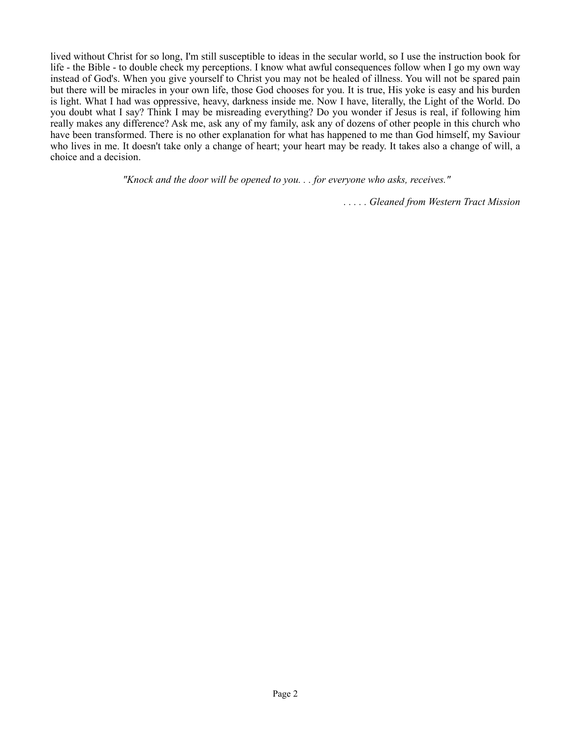lived without Christ for so long, I'm still susceptible to ideas in the secular world, so I use the instruction book for life - the Bible - to double check my perceptions. I know what awful consequences follow when I go my own way instead of God's. When you give yourself to Christ you may not be healed of illness. You will not be spared pain but there will be miracles in your own life, those God chooses for you. It is true, His yoke is easy and his burden is light. What I had was oppressive, heavy, darkness inside me. Now I have, literally, the Light of the World. Do you doubt what I say? Think I may be misreading everything? Do you wonder if Jesus is real, if following him really makes any difference? Ask me, ask any of my family, ask any of dozens of other people in this church who have been transformed. There is no other explanation for what has happened to me than God himself, my Saviour who lives in me. It doesn't take only a change of heart; your heart may be ready. It takes also a change of will, a choice and a decision.

*"Knock and the door will be opened to you. . . for everyone who asks, receives."*

. . . . . *Gleaned from Western Tract Mission*